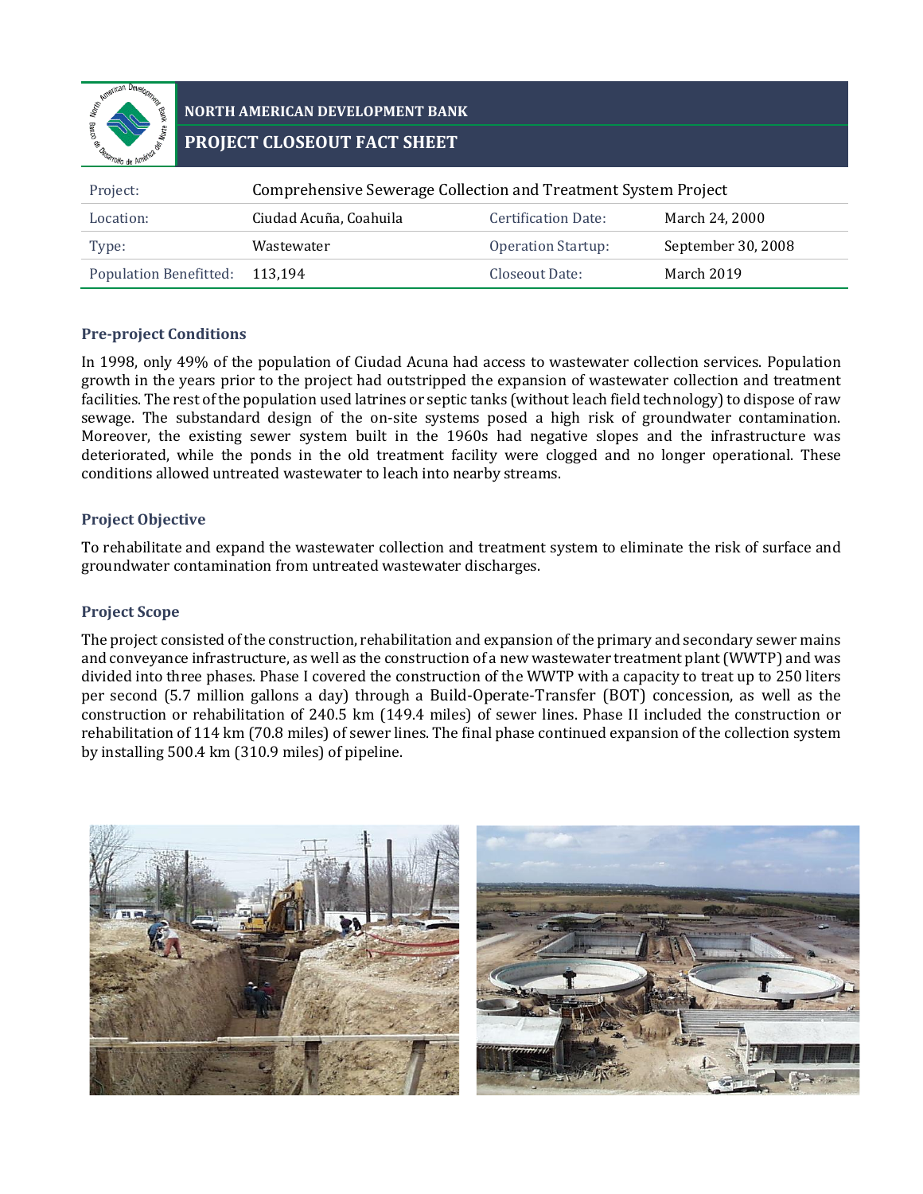# NORTH AMERICAN DEVELOPMENT BANK

## PROJECT CLOSEOUT FACT SHEET

| Project: | Comprehensive Sewerage Collection and Treatment System Project | | |
|---|---|---|---|
| Location: | Ciudad Acuña, Coahuila | Certification Date: | March 24, 2000 |
| Type: | Wastewater | Operation Startup: | September 30, 2008 |
| Population Benefitted: | 113,194 | Closeout Date: | March 2019 |

### Pre-project Conditions

In 1998, only 49% of the population of Ciudad Acuna had access to wastewater collection services. Population growth in the years prior to the project had outstripped the expansion of wastewater collection and treatment facilities. The rest of the population used latrines or septic tanks (without leach field technology) to dispose of raw sewage. The substandard design of the on-site systems posed a high risk of groundwater contamination. Moreover, the existing sewer system built in the 1960s had negative slopes and the infrastructure was deteriorated, while the ponds in the old treatment facility were clogged and no longer operational. These conditions allowed untreated wastewater to leach into nearby streams.

### Project Objective

To rehabilitate and expand the wastewater collection and treatment system to eliminate the risk of surface and groundwater contamination from untreated wastewater discharges.

### Project Scope

The project consisted of the construction, rehabilitation and expansion of the primary and secondary sewer mains and conveyance infrastructure, as well as the construction of a new wastewater treatment plant (WWTP) and was divided into three phases. Phase I covered the construction of the WWTP with a capacity to treat up to 250 liters per second (5.7 million gallons a day) through a Build-Operate-Transfer (BOT) concession, as well as the construction or rehabilitation of 240.5 km (149.4 miles) of sewer lines. Phase II included the construction or rehabilitation of 114 km (70.8 miles) of sewer lines. The final phase continued expansion of the collection system by installing 500.4 km (310.9 miles) of pipeline.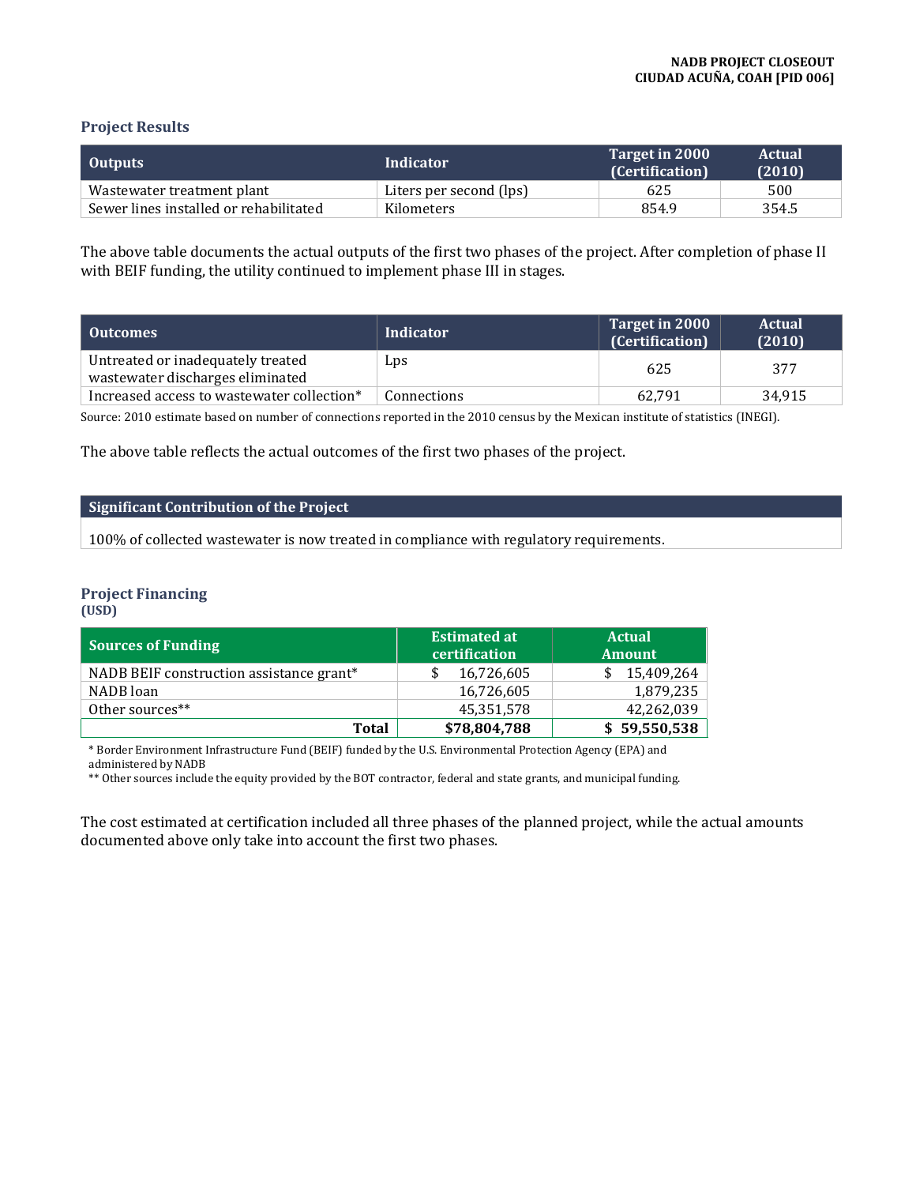## Project Results

| Outputs | Indicator | Target in 2000 (Certification) | Actual (2010) |
|---|---|---|---|
| Wastewater treatment plant | Liters per second (lps) | 625 | 500 |
| Sewer lines installed or rehabilitated | Kilometers | 854.9 | 354.5 |

The above table documents the actual outputs of the first two phases of the project. After completion of phase II with BEIF funding, the utility continued to implement phase III in stages.

| Outcomes | Indicator | Target in 2000 (Certification) | Actual (2010) |
|---|---|---|---|
| Untreated or inadequately treated wastewater discharges eliminated | Lps | 625 | 377 |
| Increased access to wastewater collection* | Connections | 62,791 | 34,915 |

Source: 2010 estimate based on number of connections reported in the 2010 census by the Mexican institute of statistics (INEGI).

The above table reflects the actual outcomes of the first two phases of the project.

| Significant Contribution of the Project |
|---|
| 100% of collected wastewater is now treated in compliance with regulatory requirements. |

## Project Financing
**(USD)**

| Sources of Funding | Estimated at certification | Actual Amount |
|---|---|---|
| NADB BEIF construction assistance grant* | $ 16,726,605 | $ 15,409,264 |
| NADB loan | 16,726,605 | 1,879,235 |
| Other sources** | 45,351,578 | 42,262,039 |
| **Total** | **$78,804,788** | **$ 59,550,538** |

\* Border Environment Infrastructure Fund (BEIF) funded by the U.S. Environmental Protection Agency (EPA) and administered by NADB

\** Other sources include the equity provided by the BOT contractor, federal and state grants, and municipal funding.

The cost estimated at certification included all three phases of the planned project, while the actual amounts documented above only take into account the first two phases.